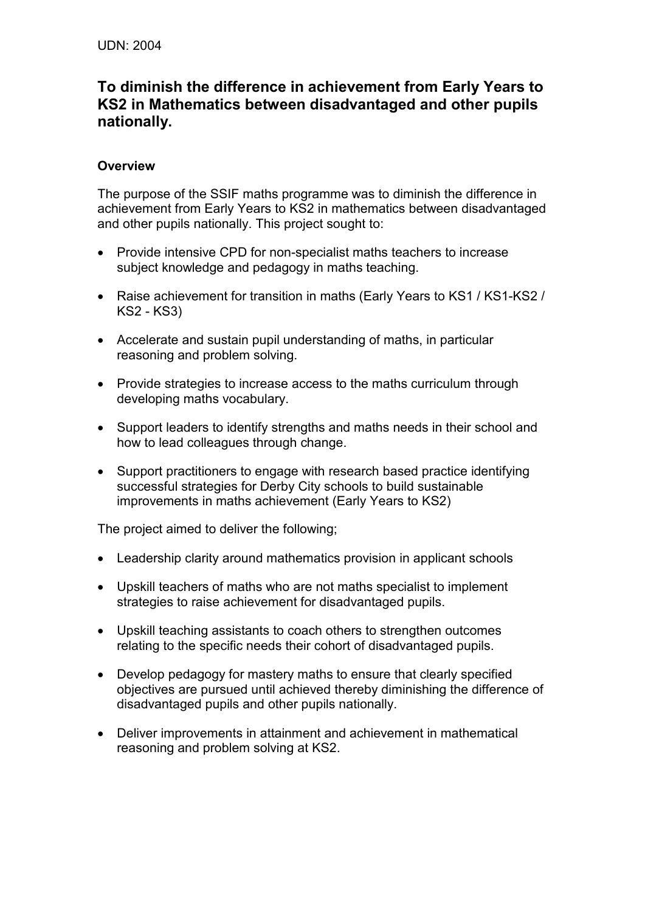UDN: 2004

## To diminish the difference in achievement from Early Years to KS2 in Mathematics between disadvantaged and other pupils nationally.

### Overview

The purpose of the SSIF maths programme was to diminish the difference in achievement from Early Years to KS2 in mathematics between disadvantaged and other pupils nationally. This project sought to:

- Provide intensive CPD for non-specialist maths teachers to increase subject knowledge and pedagogy in maths teaching.
- Raise achievement for transition in maths (Early Years to KS1 / KS1-KS2 / KS2 - KS3)
- Accelerate and sustain pupil understanding of maths, in particular reasoning and problem solving.
- Provide strategies to increase access to the maths curriculum through developing maths vocabulary.
- Support leaders to identify strengths and maths needs in their school and how to lead colleagues through change.
- Support practitioners to engage with research based practice identifying successful strategies for Derby City schools to build sustainable improvements in maths achievement (Early Years to KS2)

The project aimed to deliver the following;

- Leadership clarity around mathematics provision in applicant schools
- Upskill teachers of maths who are not maths specialist to implement strategies to raise achievement for disadvantaged pupils.
- Upskill teaching assistants to coach others to strengthen outcomes relating to the specific needs their cohort of disadvantaged pupils.
- Develop pedagogy for mastery maths to ensure that clearly specified objectives are pursued until achieved thereby diminishing the difference of disadvantaged pupils and other pupils nationally.
- Deliver improvements in attainment and achievement in mathematical reasoning and problem solving at KS2.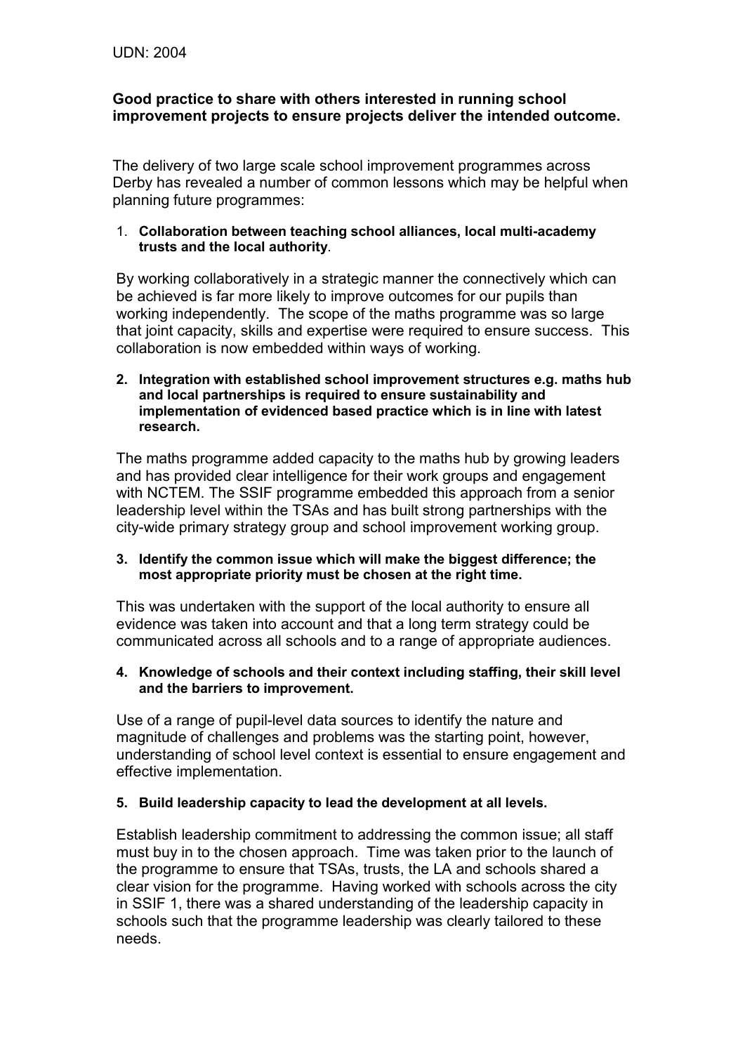UDN: 2004

**Good practice to share with others interested in running school improvement projects to ensure projects deliver the intended outcome.**

The delivery of two large scale school improvement programmes across Derby has revealed a number of common lessons which may be helpful when planning future programmes:

1. **Collaboration between teaching school alliances, local multi-academy trusts and the local authority**.

   By working collaboratively in a strategic manner the connectively which can be achieved is far more likely to improve outcomes for our pupils than working independently. The scope of the maths programme was so large that joint capacity, skills and expertise were required to ensure success. This collaboration is now embedded within ways of working.

2. **Integration with established school improvement structures e.g. maths hub and local partnerships is required to ensure sustainability and implementation of evidenced based practice which is in line with latest research.**

   The maths programme added capacity to the maths hub by growing leaders and has provided clear intelligence for their work groups and engagement with NCTEM. The SSIF programme embedded this approach from a senior leadership level within the TSAs and has built strong partnerships with the city-wide primary strategy group and school improvement working group.

3. **Identify the common issue which will make the biggest difference; the most appropriate priority must be chosen at the right time.**

   This was undertaken with the support of the local authority to ensure all evidence was taken into account and that a long term strategy could be communicated across all schools and to a range of appropriate audiences.

4. **Knowledge of schools and their context including staffing, their skill level and the barriers to improvement.**

   Use of a range of pupil-level data sources to identify the nature and magnitude of challenges and problems was the starting point, however, understanding of school level context is essential to ensure engagement and effective implementation.

5. **Build leadership capacity to lead the development at all levels.**

   Establish leadership commitment to addressing the common issue; all staff must buy in to the chosen approach. Time was taken prior to the launch of the programme to ensure that TSAs, trusts, the LA and schools shared a clear vision for the programme. Having worked with schools across the city in SSIF 1, there was a shared understanding of the leadership capacity in schools such that the programme leadership was clearly tailored to these needs.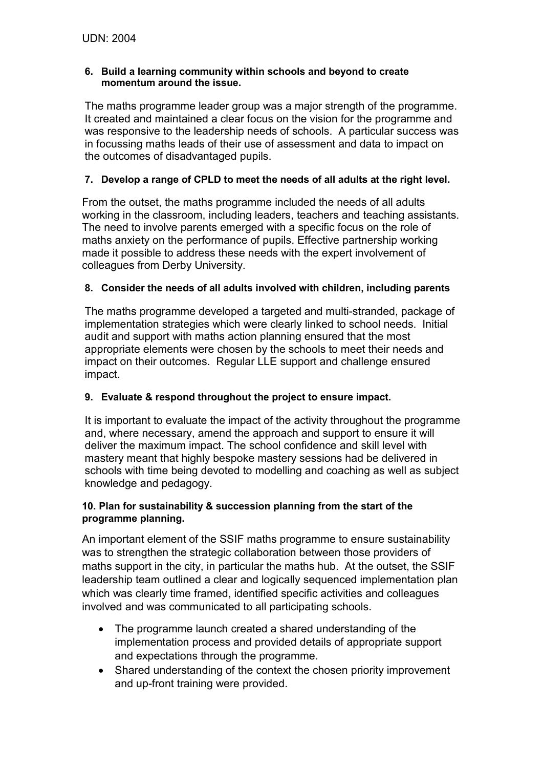**6. Build a learning community within schools and beyond to create momentum around the issue.**

The maths programme leader group was a major strength of the programme. It created and maintained a clear focus on the vision for the programme and was responsive to the leadership needs of schools. A particular success was in focussing maths leads of their use of assessment and data to impact on the outcomes of disadvantaged pupils.

**7. Develop a range of CPLD to meet the needs of all adults at the right level.**

From the outset, the maths programme included the needs of all adults working in the classroom, including leaders, teachers and teaching assistants. The need to involve parents emerged with a specific focus on the role of maths anxiety on the performance of pupils. Effective partnership working made it possible to address these needs with the expert involvement of colleagues from Derby University.

**8. Consider the needs of all adults involved with children, including parents**

The maths programme developed a targeted and multi-stranded, package of implementation strategies which were clearly linked to school needs. Initial audit and support with maths action planning ensured that the most appropriate elements were chosen by the schools to meet their needs and impact on their outcomes. Regular LLE support and challenge ensured impact.

**9. Evaluate & respond throughout the project to ensure impact.**

It is important to evaluate the impact of the activity throughout the programme and, where necessary, amend the approach and support to ensure it will deliver the maximum impact. The school confidence and skill level with mastery meant that highly bespoke mastery sessions had be delivered in schools with time being devoted to modelling and coaching as well as subject knowledge and pedagogy.

**10. Plan for sustainability & succession planning from the start of the programme planning.**

An important element of the SSIF maths programme to ensure sustainability was to strengthen the strategic collaboration between those providers of maths support in the city, in particular the maths hub. At the outset, the SSIF leadership team outlined a clear and logically sequenced implementation plan which was clearly time framed, identified specific activities and colleagues involved and was communicated to all participating schools.

- The programme launch created a shared understanding of the implementation process and provided details of appropriate support and expectations through the programme.
- Shared understanding of the context the chosen priority improvement and up-front training were provided.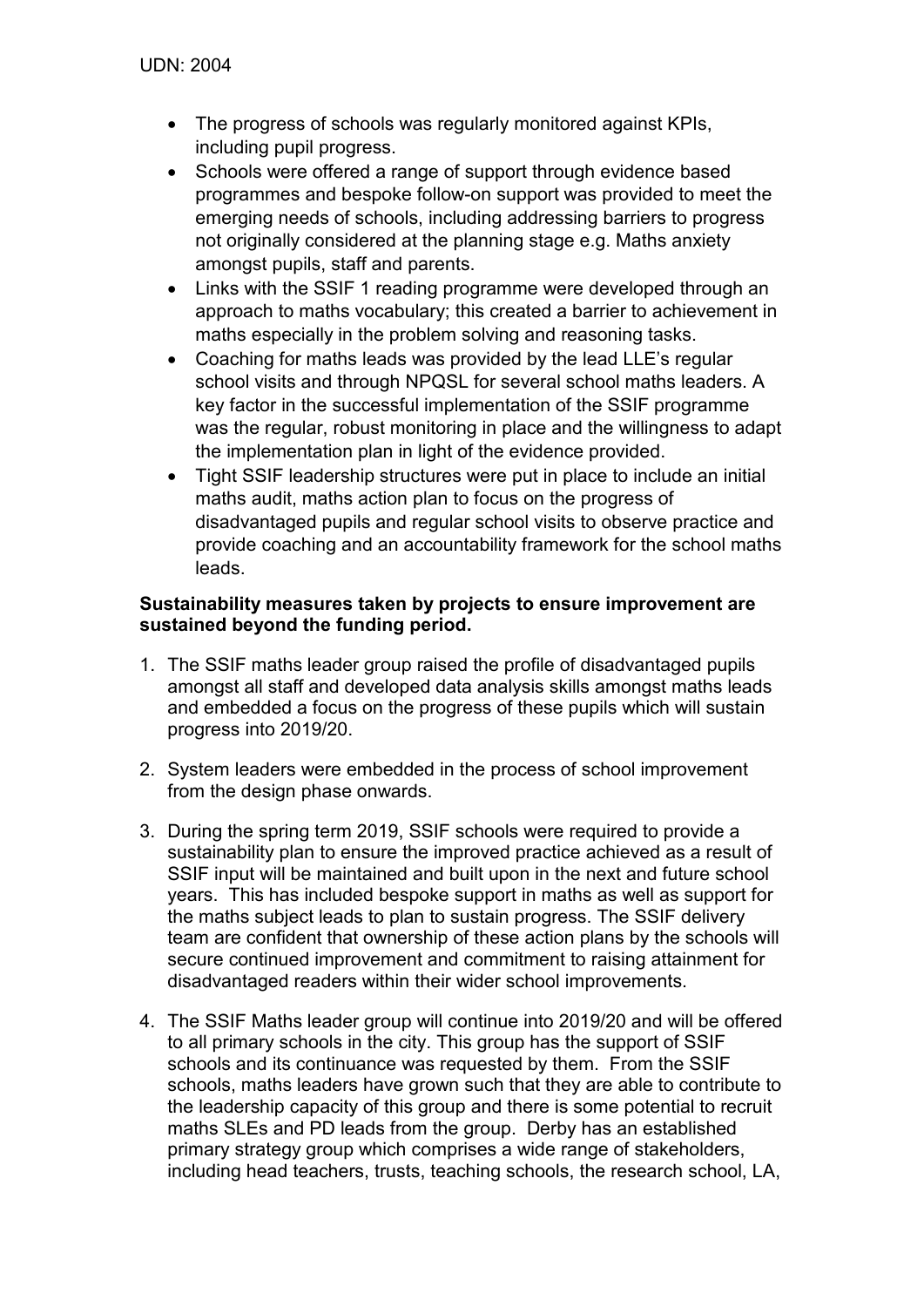- The progress of schools was regularly monitored against KPIs, including pupil progress.
- Schools were offered a range of support through evidence based programmes and bespoke follow-on support was provided to meet the emerging needs of schools, including addressing barriers to progress not originally considered at the planning stage e.g. Maths anxiety amongst pupils, staff and parents.
- Links with the SSIF 1 reading programme were developed through an approach to maths vocabulary; this created a barrier to achievement in maths especially in the problem solving and reasoning tasks.
- Coaching for maths leads was provided by the lead LLE's regular school visits and through NPQSL for several school maths leaders. A key factor in the successful implementation of the SSIF programme was the regular, robust monitoring in place and the willingness to adapt the implementation plan in light of the evidence provided.
- Tight SSIF leadership structures were put in place to include an initial maths audit, maths action plan to focus on the progress of disadvantaged pupils and regular school visits to observe practice and provide coaching and an accountability framework for the school maths leads.

**Sustainability measures taken by projects to ensure improvement are sustained beyond the funding period.**

1. The SSIF maths leader group raised the profile of disadvantaged pupils amongst all staff and developed data analysis skills amongst maths leads and embedded a focus on the progress of these pupils which will sustain progress into 2019/20.

2. System leaders were embedded in the process of school improvement from the design phase onwards.

3. During the spring term 2019, SSIF schools were required to provide a sustainability plan to ensure the improved practice achieved as a result of SSIF input will be maintained and built upon in the next and future school years. This has included bespoke support in maths as well as support for the maths subject leads to plan to sustain progress. The SSIF delivery team are confident that ownership of these action plans by the schools will secure continued improvement and commitment to raising attainment for disadvantaged readers within their wider school improvements.

4. The SSIF Maths leader group will continue into 2019/20 and will be offered to all primary schools in the city. This group has the support of SSIF schools and its continuance was requested by them. From the SSIF schools, maths leaders have grown such that they are able to contribute to the leadership capacity of this group and there is some potential to recruit maths SLEs and PD leads from the group. Derby has an established primary strategy group which comprises a wide range of stakeholders, including head teachers, trusts, teaching schools, the research school, LA,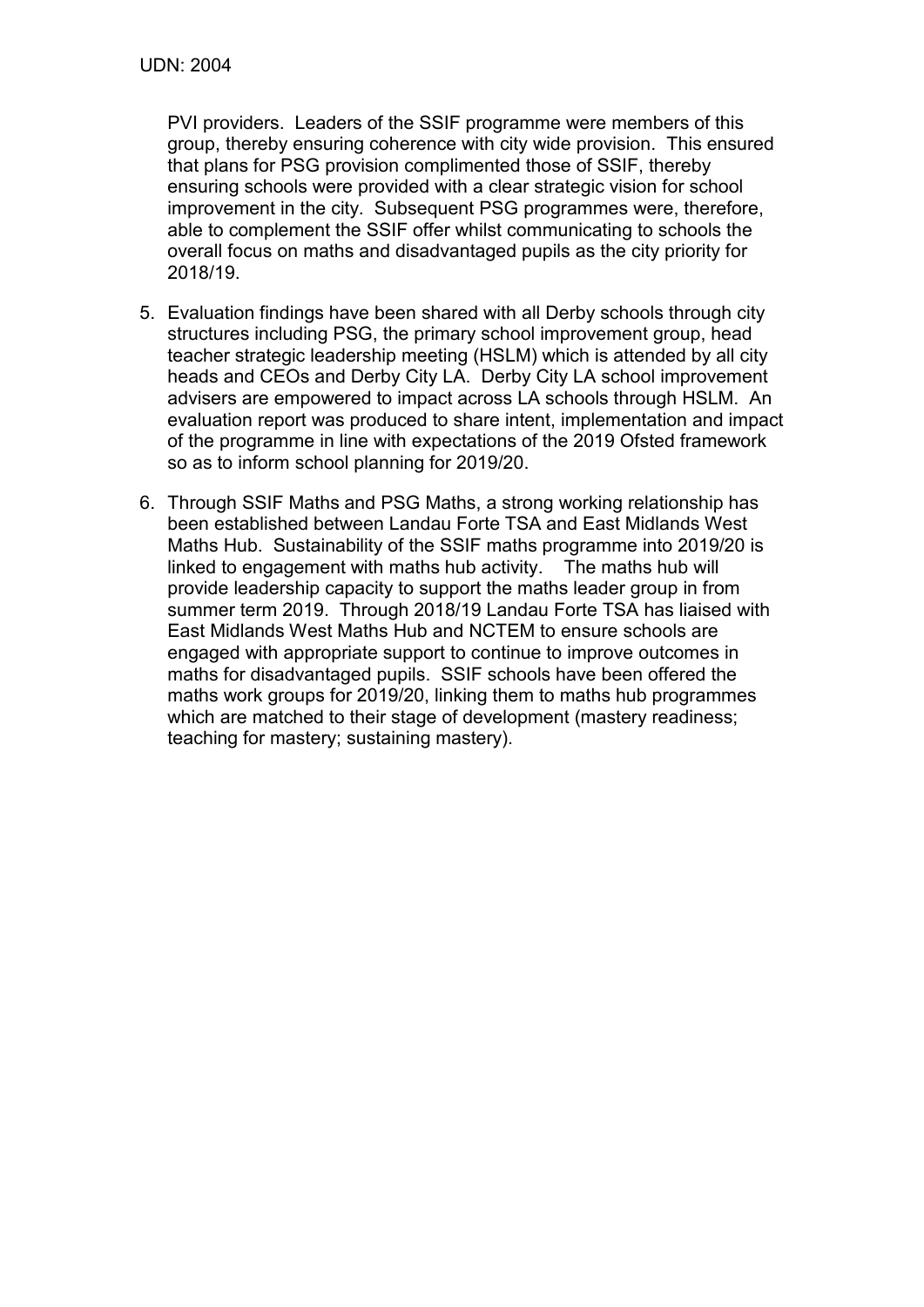PVI providers. Leaders of the SSIF programme were members of this group, thereby ensuring coherence with city wide provision. This ensured that plans for PSG provision complimented those of SSIF, thereby ensuring schools were provided with a clear strategic vision for school improvement in the city. Subsequent PSG programmes were, therefore, able to complement the SSIF offer whilst communicating to schools the overall focus on maths and disadvantaged pupils as the city priority for 2018/19.

5. Evaluation findings have been shared with all Derby schools through city structures including PSG, the primary school improvement group, head teacher strategic leadership meeting (HSLM) which is attended by all city heads and CEOs and Derby City LA. Derby City LA school improvement advisers are empowered to impact across LA schools through HSLM. An evaluation report was produced to share intent, implementation and impact of the programme in line with expectations of the 2019 Ofsted framework so as to inform school planning for 2019/20.

6. Through SSIF Maths and PSG Maths, a strong working relationship has been established between Landau Forte TSA and East Midlands West Maths Hub. Sustainability of the SSIF maths programme into 2019/20 is linked to engagement with maths hub activity. The maths hub will provide leadership capacity to support the maths leader group in from summer term 2019. Through 2018/19 Landau Forte TSA has liaised with East Midlands West Maths Hub and NCTEM to ensure schools are engaged with appropriate support to continue to improve outcomes in maths for disadvantaged pupils. SSIF schools have been offered the maths work groups for 2019/20, linking them to maths hub programmes which are matched to their stage of development (mastery readiness; teaching for mastery; sustaining mastery).